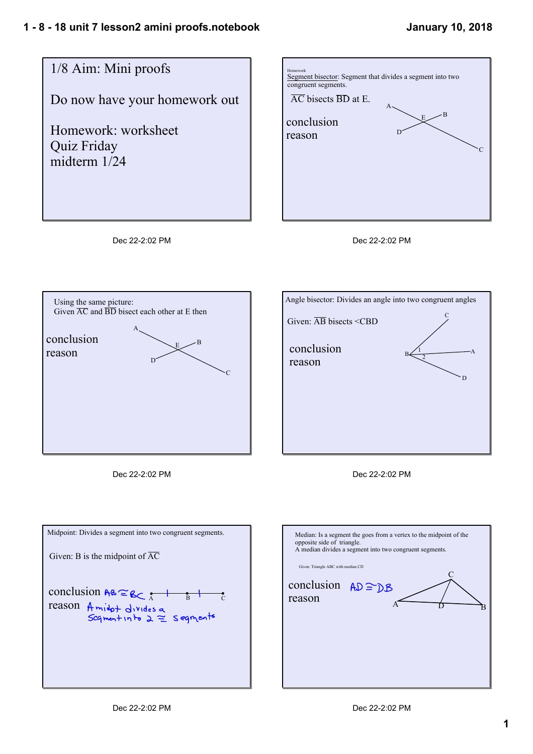## 1/8 Aim: Mini proofs

Do now have your homework out

Homework: worksheet
Quiz Friday
midterm 1/24

Dec 22-2:02 PM

---

Homework

Segment bisector: Segment that divides a segment into two congruent segments.

$\overline{AC}$ bisects $\overline{BD}$ at E.

conclusion
reason

A, E, B, D, C

Dec 22-2:02 PM

---

Using the same picture:
Given $\overline{AC}$ and $\overline{BD}$ bisect each other at E then

conclusion
reason

A, E, B, D, C

Dec 22-2:02 PM

---

Angle bisector: Divides an angle into two congruent angles

Given: $\overline{AB}$ bisects <CBD

conclusion
reason

C, B, 1, 2, A, D

Dec 22-2:02 PM

---

Midpoint: Divides a segment into two congruent segments.

Given: B is the midpoint of $\overline{AC}$

conclusion $AB \cong BC$
reason A midpt divides a segment into 2 $\cong$ segments

A, B, C

Dec 22-2:02 PM

---

Median: Is a segment the goes from a vertex to the midpoint of the opposite side of triangle.
A median divides a segment into two congruent segments.

Given: Triangle ABC with median CD

conclusion $AD \cong DB$
reason

C, A, D, B

Dec 22-2:02 PM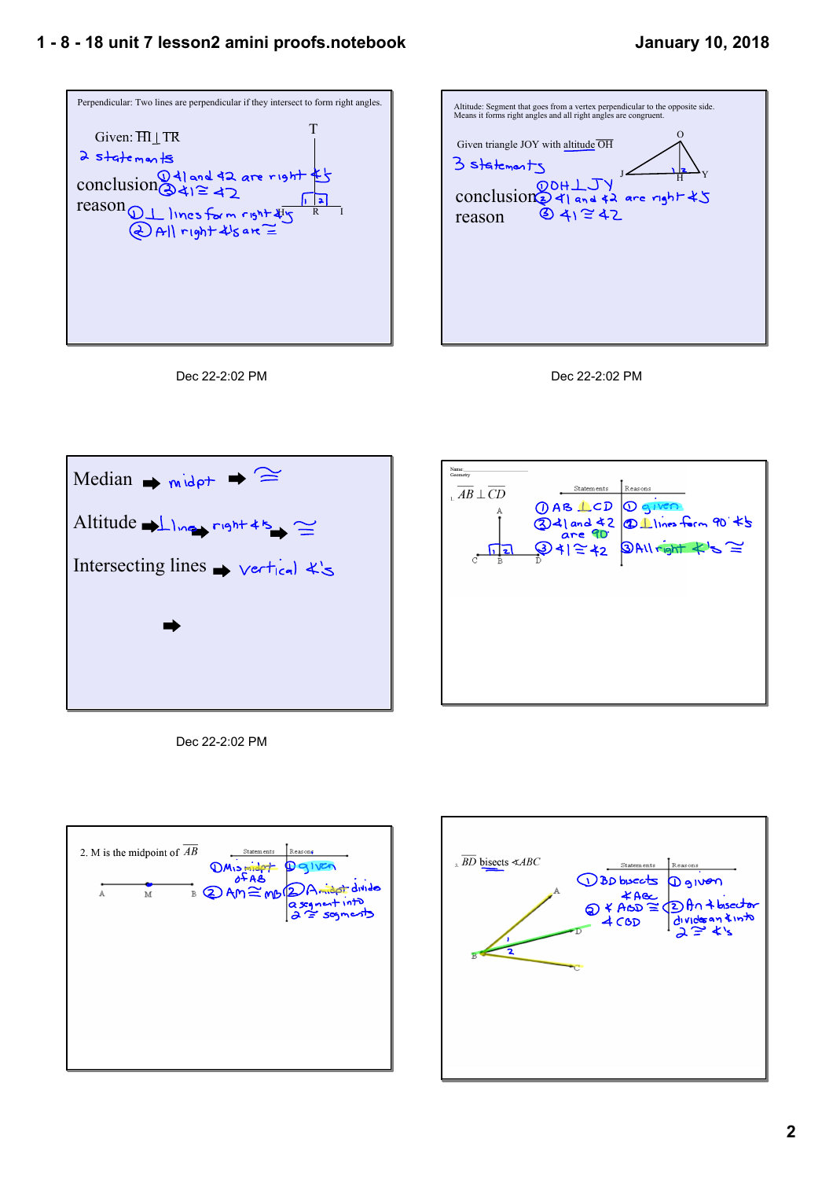Perpendicular: Two lines are perpendicular if they intersect to form right angles.

Given: $\overline{HI} \perp \overline{TR}$

2 statements

conclusion ① ∠1 and ∠2 are right ∠s
② ∠1 ≅ ∠2

reason ① ⊥ lines form right ∠s
② All right ∠s are ≅

T, H, R, I, 1, 2

Dec 22-2:02 PM

---

Altitude: Segment that goes from a vertex perpendicular to the opposite side. Means it forms right angles and all right angles are congruent.

Given triangle JOY with altitude $\overline{OH}$

3 statements

conclusion ① OH ⊥ JY
② ∠1 and ∠2 are right ∠s

reason ③ ∠1 ≅ ∠2

O, J, H, Y, 1, 2

Dec 22-2:02 PM

---

Median → midpt → ≅

Altitude → ⊥ line → right ∠s → ≅

Intersecting lines → vertical ∠'s

→

Dec 22-2:02 PM

---

Name
Geometry

1. $\overline{AB} \perp \overline{CD}$

| Statements | Reasons |
|---|---|
| ① AB ⊥ CD | ① given |
| ② ∠1 and ∠2 are 90° | ② ⊥ lines form 90° ∠s |
| ③ ∠1 ≅ ∠2 | ③ All right ∠'s ≅ |

A, C, B, D, 1, 2

---

2. M is the midpoint of $\overline{AB}$

| Statements | Reasons |
|---|---|
| ① M is midpt of AB | ① given |
| ② AM ≅ MB | ② A midpt divides a segment into 2 ≅ segments |

A, M, B

---

3. $\overline{BD}$ bisects ∠ABC

| Statements | Reasons |
|---|---|
| ① BD bisects ∠ABC | ① given |
| ② ∠ABD ≅ ∠CBD | ② An ∠ bisector divides an ∠ into 2 ≅ ∠'s |

A, B, D, C, 1, 2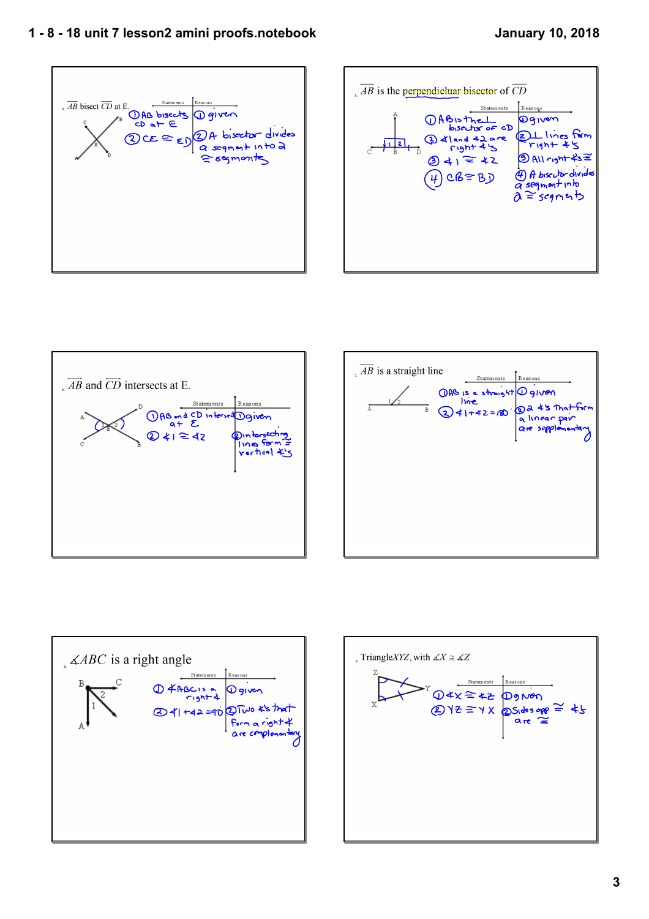4. $\overline{AB}$ bisect $\overline{CD}$ at E.

| Statements | Reasons |
|---|---|
| ① AB bisects CD at E | ① given |
| ② CE ≅ ED | ② A bisector divides a segment into 2 ≅ segments |

5. $\overline{AB}$ is the perpendiclar bisector of $\overline{CD}$

| Statements | Reasons |
|---|---|
| ① AB is the ⊥ bisector of CD | ① given |
| ② ∡1 and ∡2 are right ∡'s | ② ⊥ lines form right ∡'s |
| ③ ∡1 ≅ ∡2 | ③ All right ∡'s ≅ |
| ④ CB ≅ BD | ④ A bisector divides a segment into 2 ≅ segments |

6. $\overleftrightarrow{AB}$ and $\overleftrightarrow{CD}$ intersects at E.

| Statements | Reasons |
|---|---|
| ① AB and CD intersect at E | ① given |
| ② ∡1 ≅ ∡2 | ② intersecting lines form ≅ vertical ∡'s |

7. $\overline{AB}$ is a straight line

| Statements | Reasons |
|---|---|
| ① AB is a straight line | ① given |
| ② ∡1 + ∡2 = 180 | ② 2 ∡s that form a linear pair are supplementary |

8. $\measuredangle ABC$ is a right angle

| Statements | Reasons |
|---|---|
| ① ∡ABC is a right ∡ | ① given |
| ② ∡1 + ∡2 = 90 | ② Two ∡'s that form a right ∡ are complementary |

9. Triangle $XYZ$, with $\measuredangle X \cong \measuredangle Z$

| Statements | Reasons |
|---|---|
| ① ∡X ≅ ∡Z | ① given |
| ② YZ ≅ YX | ② Sides opp. ≅ ∡s are ≅ |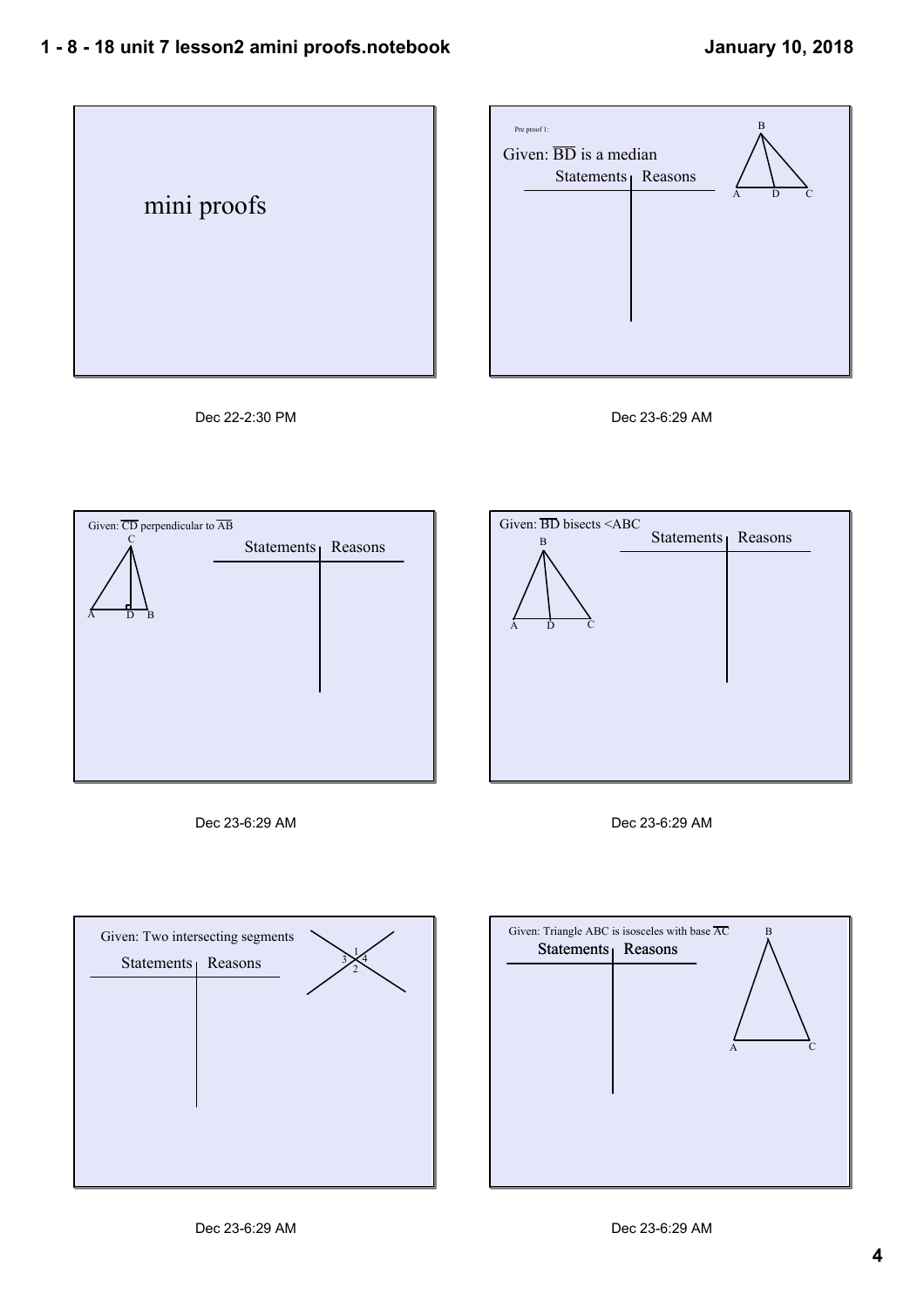mini proofs

Dec 22-2:30 PM

Pre proof 1:

Given: $\overline{BD}$ is a median

| Statements | Reasons |
| --- | --- |
| | |

Dec 23-6:29 AM

Given: $\overline{CD}$ perpendicular to $\overline{AB}$

| Statements | Reasons |
| --- | --- |
| | |

Dec 23-6:29 AM

Given: $\overline{BD}$ bisects <ABC

| Statements | Reasons |
| --- | --- |
| | |

Dec 23-6:29 AM

Given: Two intersecting segments

| Statements | Reasons |
| --- | --- |
| | |

Dec 23-6:29 AM

Given: Triangle ABC is isosceles with base $\overline{AC}$

| Statements | Reasons |
| --- | --- |
| | |

Dec 23-6:29 AM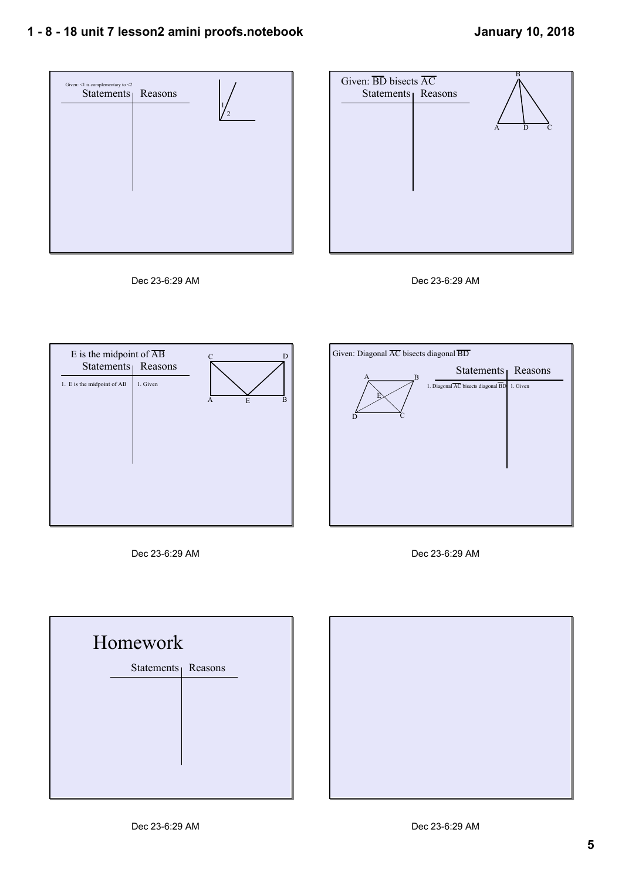Given: <1 is complementary to <2

| Statements | Reasons |
| --- | --- |
| | |

1
2

Dec 23-6:29 AM

Given: $\overline{BD}$ bisects $\overline{AC}$

| Statements | Reasons |
| --- | --- |
| | |

B
A D C

Dec 23-6:29 AM

E is the midpoint of $\overline{AB}$

| Statements | Reasons |
| --- | --- |
| 1. E is the midpoint of AB | 1. Given |

C D
A E B

Dec 23-6:29 AM

Given: Diagonal $\overline{AC}$ bisects diagonal $\overline{BD}$

A B
E
D C

| Statements | Reasons |
| --- | --- |
| 1. Diagonal $\overline{AC}$ bisects diagonal $\overline{BD}$ | 1. Given |

Dec 23-6:29 AM

# Homework

| Statements | Reasons |
| --- | --- |
| | |

Dec 23-6:29 AM

Dec 23-6:29 AM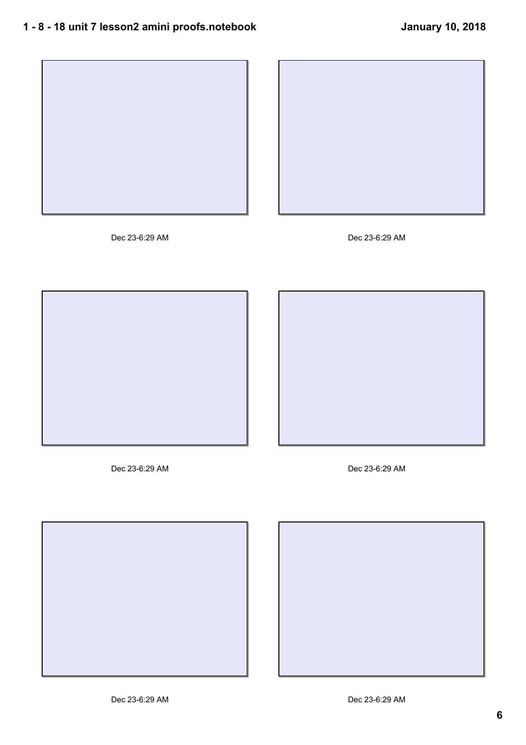Dec 23-6:29 AM

Dec 23-6:29 AM

Dec 23-6:29 AM

Dec 23-6:29 AM

Dec 23-6:29 AM

Dec 23-6:29 AM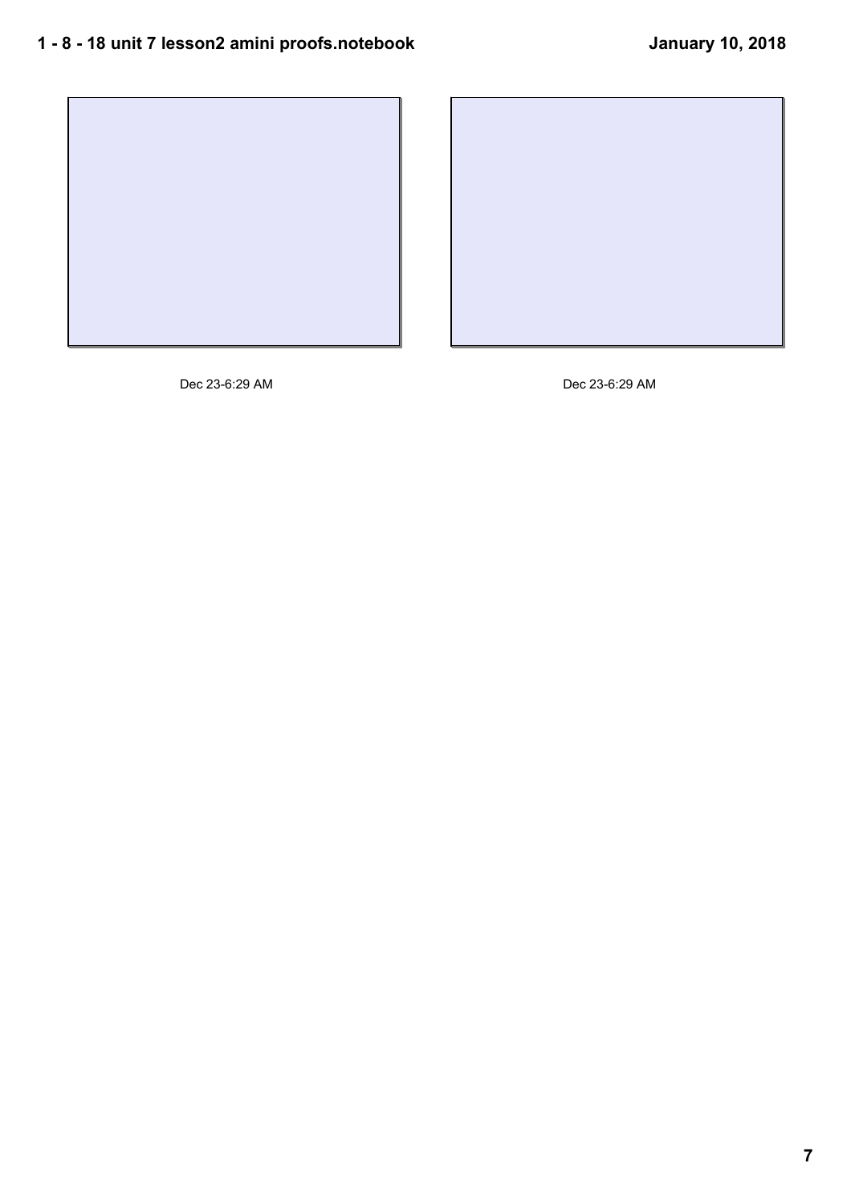Dec 23-6:29 AM

Dec 23-6:29 AM